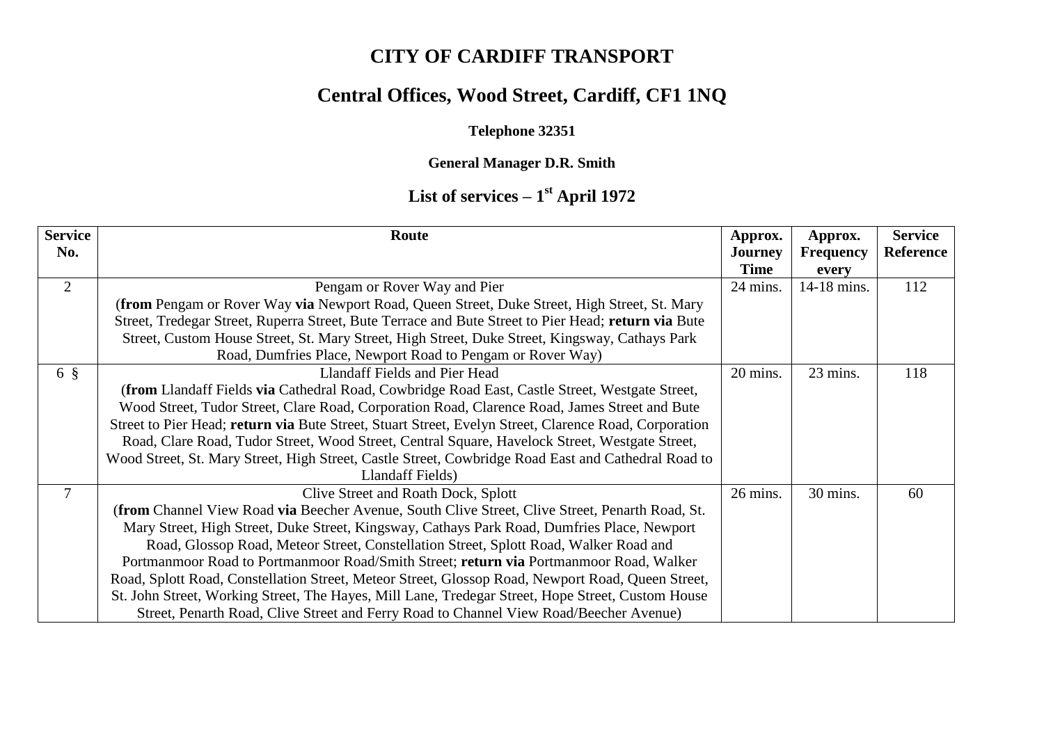# CITY OF CARDIFF TRANSPORT

## Central Offices, Wood Street, Cardiff, CF1 1NQ

**Telephone 32351**

**General Manager D.R. Smith**

## List of services – 1st April 1972

| Service No. | Route | Approx. Journey Time | Approx. Frequency every | Service Reference |
|---|---|---|---|---|
| 2 | Pengam or Rover Way and Pier (**from** Pengam or Rover Way **via** Newport Road, Queen Street, Duke Street, High Street, St. Mary Street, Tredegar Street, Ruperra Street, Bute Terrace and Bute Street to Pier Head; **return via** Bute Street, Custom House Street, St. Mary Street, High Street, Duke Street, Kingsway, Cathays Park Road, Dumfries Place, Newport Road to Pengam or Rover Way) | 24 mins. | 14-18 mins. | 112 |
| 6 § | Llandaff Fields and Pier Head (**from** Llandaff Fields **via** Cathedral Road, Cowbridge Road East, Castle Street, Westgate Street, Wood Street, Tudor Street, Clare Road, Corporation Road, Clarence Road, James Street and Bute Street to Pier Head; **return via** Bute Street, Stuart Street, Evelyn Street, Clarence Road, Corporation Road, Clare Road, Tudor Street, Wood Street, Central Square, Havelock Street, Westgate Street, Wood Street, St. Mary Street, High Street, Castle Street, Cowbridge Road East and Cathedral Road to Llandaff Fields) | 20 mins. | 23 mins. | 118 |
| 7 | Clive Street and Roath Dock, Splott (**from** Channel View Road **via** Beecher Avenue, South Clive Street, Clive Street, Penarth Road, St. Mary Street, High Street, Duke Street, Kingsway, Cathays Park Road, Dumfries Place, Newport Road, Glossop Road, Meteor Street, Constellation Street, Splott Road, Walker Road and Portmanmoor Road to Portmanmoor Road/Smith Street; **return via** Portmanmoor Road, Walker Road, Splott Road, Constellation Street, Meteor Street, Glossop Road, Newport Road, Queen Street, St. John Street, Working Street, The Hayes, Mill Lane, Tredegar Street, Hope Street, Custom House Street, Penarth Road, Clive Street and Ferry Road to Channel View Road/Beecher Avenue) | 26 mins. | 30 mins. | 60 |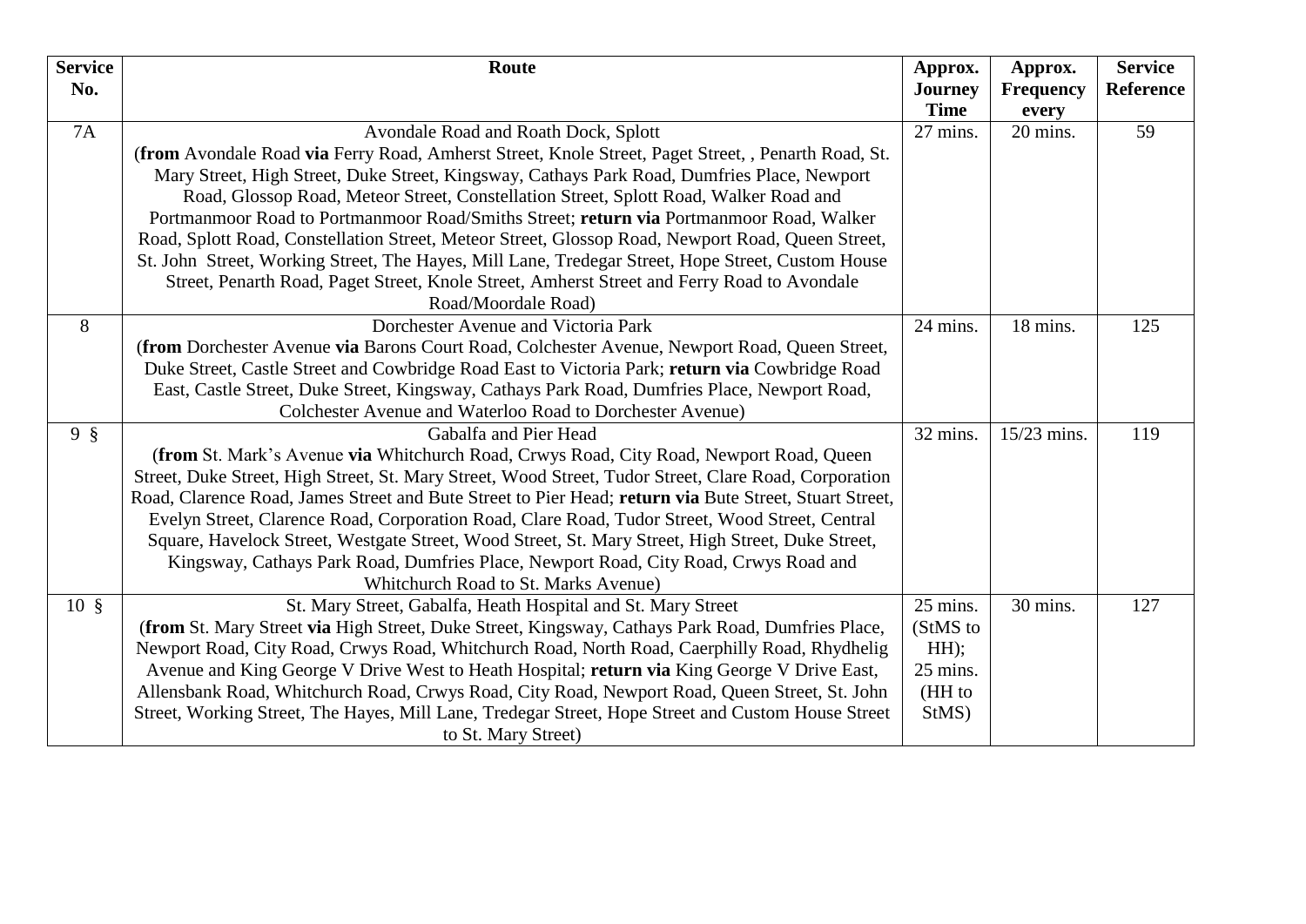| Service No. | Route | Approx. Journey Time | Approx. Frequency every | Service Reference |
|---|---|---|---|---|
| 7A | Avondale Road and Roath Dock, Splott<br>(**from** Avondale Road **via** Ferry Road, Amherst Street, Knole Street, Paget Street, , Penarth Road, St. Mary Street, High Street, Duke Street, Kingsway, Cathays Park Road, Dumfries Place, Newport Road, Glossop Road, Meteor Street, Constellation Street, Splott Road, Walker Road and Portmanmoor Road to Portmanmoor Road/Smiths Street; **return via** Portmanmoor Road, Walker Road, Splott Road, Constellation Street, Meteor Street, Glossop Road, Newport Road, Queen Street, St. John Street, Working Street, The Hayes, Mill Lane, Tredegar Street, Hope Street, Custom House Street, Penarth Road, Paget Street, Knole Street, Amherst Street and Ferry Road to Avondale Road/Moordale Road) | 27 mins. | 20 mins. | 59 |
| 8 | Dorchester Avenue and Victoria Park<br>(**from** Dorchester Avenue **via** Barons Court Road, Colchester Avenue, Newport Road, Queen Street, Duke Street, Castle Street and Cowbridge Road East to Victoria Park; **return via** Cowbridge Road East, Castle Street, Duke Street, Kingsway, Cathays Park Road, Dumfries Place, Newport Road, Colchester Avenue and Waterloo Road to Dorchester Avenue) | 24 mins. | 18 mins. | 125 |
| 9 § | Gabalfa and Pier Head<br>(**from** St. Mark's Avenue **via** Whitchurch Road, Crwys Road, City Road, Newport Road, Queen Street, Duke Street, High Street, St. Mary Street, Wood Street, Tudor Street, Clare Road, Corporation Road, Clarence Road, James Street and Bute Street to Pier Head; **return via** Bute Street, Stuart Street, Evelyn Street, Clarence Road, Corporation Road, Clare Road, Tudor Street, Wood Street, Central Square, Havelock Street, Westgate Street, Wood Street, St. Mary Street, High Street, Duke Street, Kingsway, Cathays Park Road, Dumfries Place, Newport Road, City Road, Crwys Road and Whitchurch Road to St. Marks Avenue) | 32 mins. | 15/23 mins. | 119 |
| 10 § | St. Mary Street, Gabalfa, Heath Hospital and St. Mary Street<br>(**from** St. Mary Street **via** High Street, Duke Street, Kingsway, Cathays Park Road, Dumfries Place, Newport Road, City Road, Crwys Road, Whitchurch Road, North Road, Caerphilly Road, Rhydhelig Avenue and King George V Drive West to Heath Hospital; **return via** King George V Drive East, Allensbank Road, Whitchurch Road, Crwys Road, City Road, Newport Road, Queen Street, St. John Street, Working Street, The Hayes, Mill Lane, Tredegar Street, Hope Street and Custom House Street to St. Mary Street) | 25 mins. (StMS to HH); 25 mins. (HH to StMS) | 30 mins. | 127 |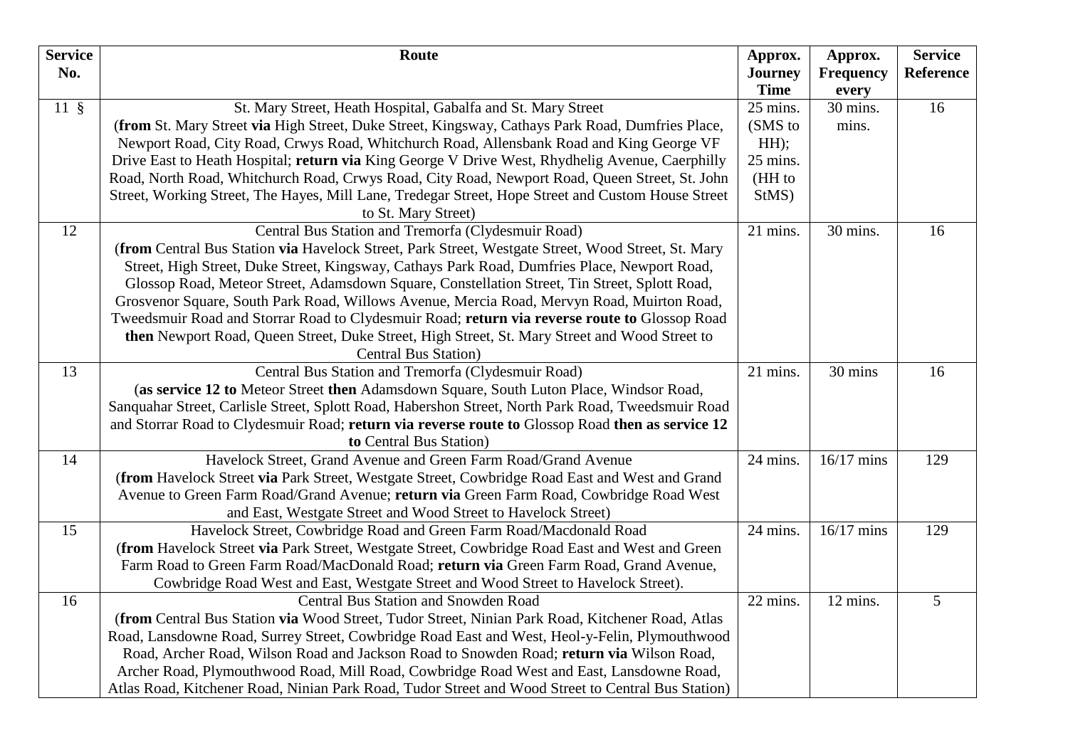| Service No. | Route | Approx. Journey Time | Approx. Frequency every | Service Reference |
|---|---|---|---|---|
| 11 § | St. Mary Street, Heath Hospital, Gabalfa and St. Mary Street (**from** St. Mary Street **via** High Street, Duke Street, Kingsway, Cathays Park Road, Dumfries Place, Newport Road, City Road, Crwys Road, Whitchurch Road, Allensbank Road and King George VF Drive East to Heath Hospital; **return via** King George V Drive West, Rhydhelig Avenue, Caerphilly Road, North Road, Whitchurch Road, Crwys Road, City Road, Newport Road, Queen Street, St. John Street, Working Street, The Hayes, Mill Lane, Tredegar Street, Hope Street and Custom House Street to St. Mary Street) | 25 mins. (SMS to HH); 25 mins. (HH to StMS) | 30 mins. mins. | 16 |
| 12 | Central Bus Station and Tremorfa (Clydesmuir Road) (**from** Central Bus Station **via** Havelock Street, Park Street, Westgate Street, Wood Street, St. Mary Street, High Street, Duke Street, Kingsway, Cathays Park Road, Dumfries Place, Newport Road, Glossop Road, Meteor Street, Adamsdown Square, Constellation Street, Tin Street, Splott Road, Grosvenor Square, South Park Road, Willows Avenue, Mercia Road, Mervyn Road, Muirton Road, Tweedsmuir Road and Storrar Road to Clydesmuir Road; **return via reverse route to** Glossop Road **then** Newport Road, Queen Street, Duke Street, High Street, St. Mary Street and Wood Street to Central Bus Station) | 21 mins. | 30 mins. | 16 |
| 13 | Central Bus Station and Tremorfa (Clydesmuir Road) (**as service 12 to** Meteor Street **then** Adamsdown Square, South Luton Place, Windsor Road, Sanquahar Street, Carlisle Street, Splott Road, Habershon Street, North Park Road, Tweedsmuir Road and Storrar Road to Clydesmuir Road; **return via reverse route to** Glossop Road **then as service 12 to** Central Bus Station) | 21 mins. | 30 mins | 16 |
| 14 | Havelock Street, Grand Avenue and Green Farm Road/Grand Avenue (**from** Havelock Street **via** Park Street, Westgate Street, Cowbridge Road East and West and Grand Avenue to Green Farm Road/Grand Avenue; **return via** Green Farm Road, Cowbridge Road West and East, Westgate Street and Wood Street to Havelock Street) | 24 mins. | 16/17 mins | 129 |
| 15 | Havelock Street, Cowbridge Road and Green Farm Road/Macdonald Road (**from** Havelock Street **via** Park Street, Westgate Street, Cowbridge Road East and West and Green Farm Road to Green Farm Road/MacDonald Road; **return via** Green Farm Road, Grand Avenue, Cowbridge Road West and East, Westgate Street and Wood Street to Havelock Street). | 24 mins. | 16/17 mins | 129 |
| 16 | Central Bus Station and Snowden Road (**from** Central Bus Station **via** Wood Street, Tudor Street, Ninian Park Road, Kitchener Road, Atlas Road, Lansdowne Road, Surrey Street, Cowbridge Road East and West, Heol-y-Felin, Plymouthwood Road, Archer Road, Wilson Road and Jackson Road to Snowden Road; **return via** Wilson Road, Archer Road, Plymouthwood Road, Mill Road, Cowbridge Road West and East, Lansdowne Road, Atlas Road, Kitchener Road, Ninian Park Road, Tudor Street and Wood Street to Central Bus Station) | 22 mins. | 12 mins. | 5 |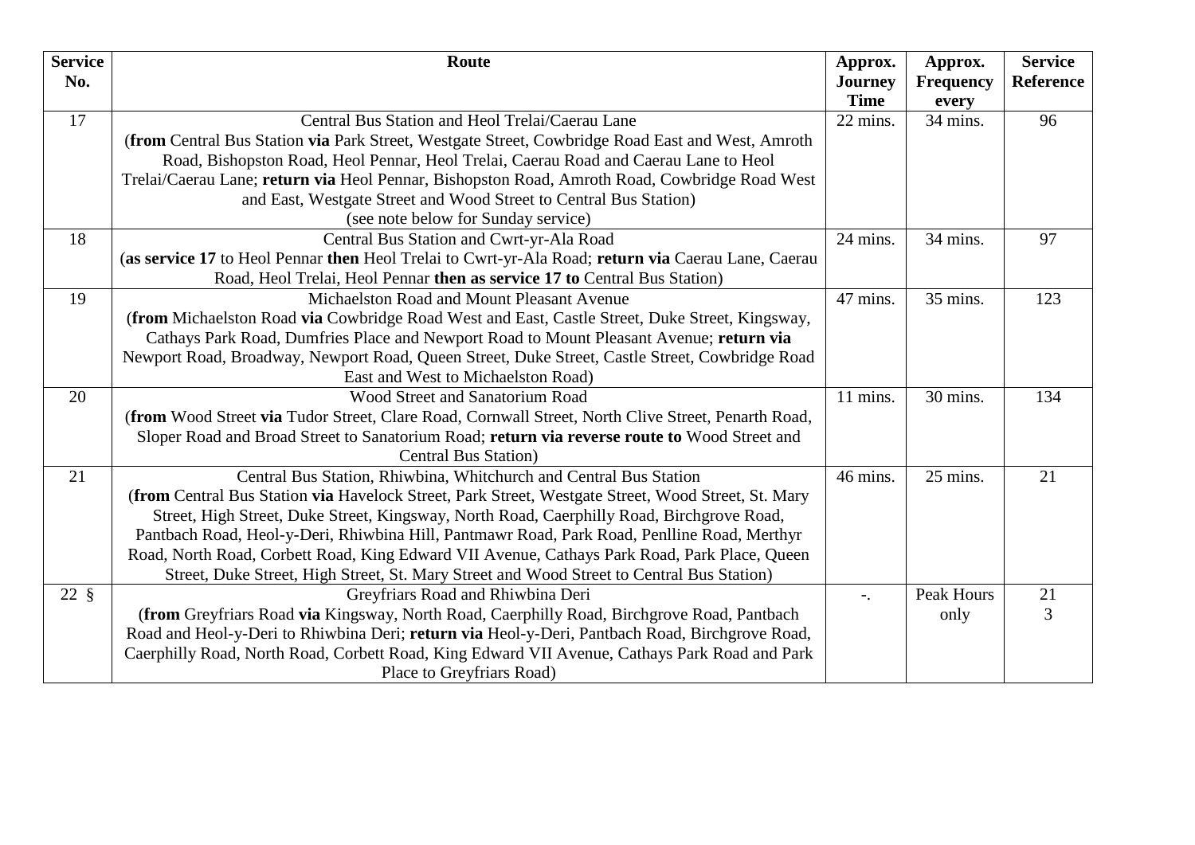| Service No. | Route | Approx. Journey Time | Approx. Frequency every | Service Reference |
|---|---|---|---|---|
| 17 | Central Bus Station and Heol Trelai/Caerau Lane (**from** Central Bus Station **via** Park Street, Westgate Street, Cowbridge Road East and West, Amroth Road, Bishopston Road, Heol Pennar, Heol Trelai, Caerau Road and Caerau Lane to Heol Trelai/Caerau Lane; **return via** Heol Pennar, Bishopston Road, Amroth Road, Cowbridge Road West and East, Westgate Street and Wood Street to Central Bus Station) (see note below for Sunday service) | 22 mins. | 34 mins. | 96 |
| 18 | Central Bus Station and Cwrt-yr-Ala Road (**as service 17** to Heol Pennar **then** Heol Trelai to Cwrt-yr-Ala Road; **return via** Caerau Lane, Caerau Road, Heol Trelai, Heol Pennar **then as service 17 to** Central Bus Station) | 24 mins. | 34 mins. | 97 |
| 19 | Michaelston Road and Mount Pleasant Avenue (**from** Michaelston Road **via** Cowbridge Road West and East, Castle Street, Duke Street, Kingsway, Cathays Park Road, Dumfries Place and Newport Road to Mount Pleasant Avenue; **return via** Newport Road, Broadway, Newport Road, Queen Street, Duke Street, Castle Street, Cowbridge Road East and West to Michaelston Road) | 47 mins. | 35 mins. | 123 |
| 20 | Wood Street and Sanatorium Road (**from** Wood Street **via** Tudor Street, Clare Road, Cornwall Street, North Clive Street, Penarth Road, Sloper Road and Broad Street to Sanatorium Road; **return via reverse route to** Wood Street and Central Bus Station) | 11 mins. | 30 mins. | 134 |
| 21 | Central Bus Station, Rhiwbina, Whitchurch and Central Bus Station (**from** Central Bus Station **via** Havelock Street, Park Street, Westgate Street, Wood Street, St. Mary Street, High Street, Duke Street, Kingsway, North Road, Caerphilly Road, Birchgrove Road, Pantbach Road, Heol-y-Deri, Rhiwbina Hill, Pantmawr Road, Park Road, Penlline Road, Merthyr Road, North Road, Corbett Road, King Edward VII Avenue, Cathays Park Road, Park Place, Queen Street, Duke Street, High Street, St. Mary Street and Wood Street to Central Bus Station) | 46 mins. | 25 mins. | 21 |
| 22 § | Greyfriars Road and Rhiwbina Deri (**from** Greyfriars Road **via** Kingsway, North Road, Caerphilly Road, Birchgrove Road, Pantbach Road and Heol-y-Deri to Rhiwbina Deri; **return via** Heol-y-Deri, Pantbach Road, Birchgrove Road, Caerphilly Road, North Road, Corbett Road, King Edward VII Avenue, Cathays Park Road and Park Place to Greyfriars Road) | -. | Peak Hours only | 21 3 |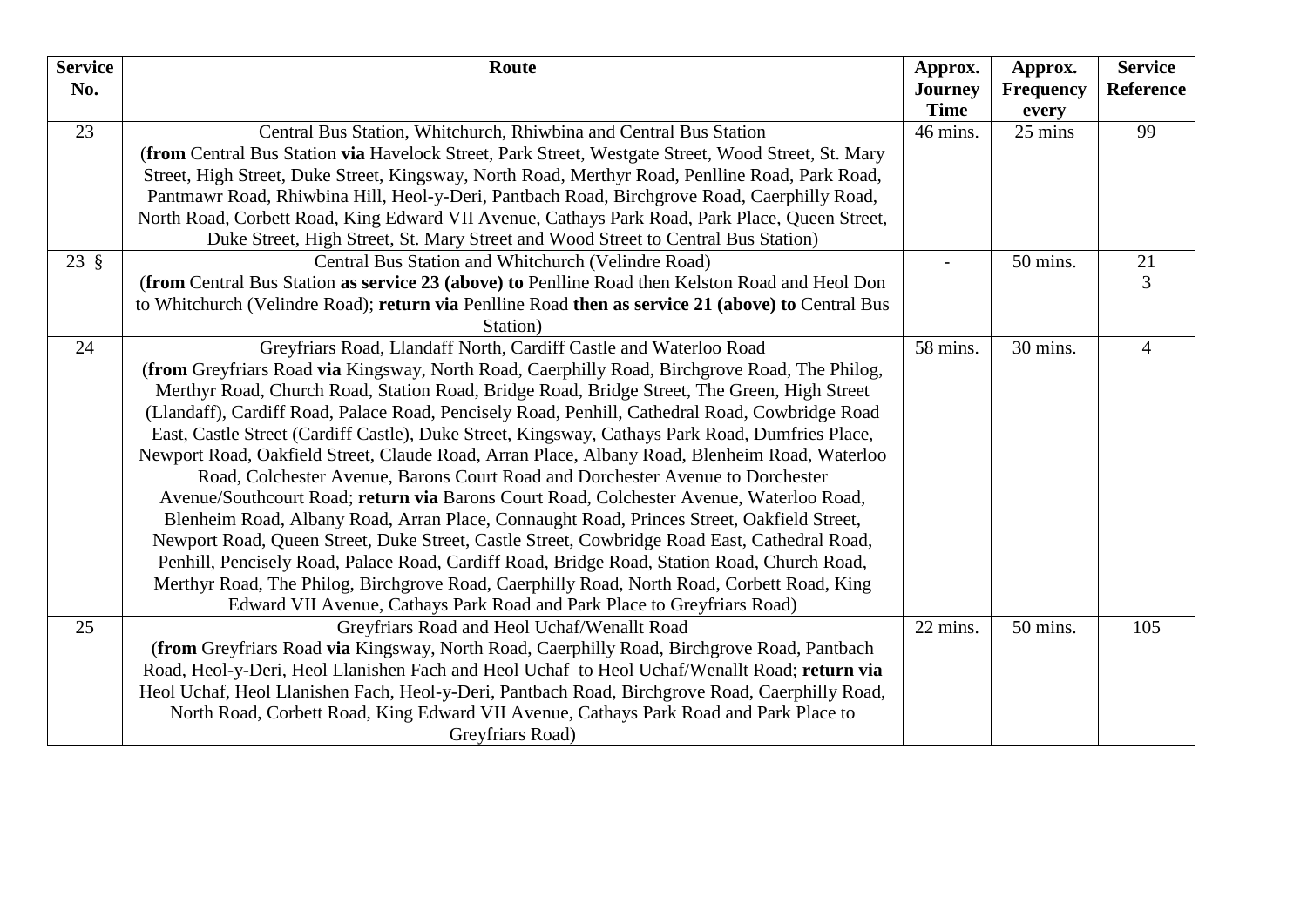| Service No. | Route | Approx. Journey Time | Approx. Frequency every | Service Reference |
|---|---|---|---|---|
| 23 | Central Bus Station, Whitchurch, Rhiwbina and Central Bus Station (**from** Central Bus Station **via** Havelock Street, Park Street, Westgate Street, Wood Street, St. Mary Street, High Street, Duke Street, Kingsway, North Road, Merthyr Road, Penlline Road, Park Road, Pantmawr Road, Rhiwbina Hill, Heol-y-Deri, Pantbach Road, Birchgrove Road, Caerphilly Road, North Road, Corbett Road, King Edward VII Avenue, Cathays Park Road, Park Place, Queen Street, Duke Street, High Street, St. Mary Street and Wood Street to Central Bus Station) | 46 mins. | 25 mins | 99 |
| 23 § | Central Bus Station and Whitchurch (Velindre Road) (**from** Central Bus Station **as service 23 (above) to** Penlline Road then Kelston Road and Heol Don to Whitchurch (Velindre Road); **return via** Penlline Road **then as service 21 (above) to** Central Bus Station) | - | 50 mins. | 21 3 |
| 24 | Greyfriars Road, Llandaff North, Cardiff Castle and Waterloo Road (**from** Greyfriars Road **via** Kingsway, North Road, Caerphilly Road, Birchgrove Road, The Philog, Merthyr Road, Church Road, Station Road, Bridge Road, Bridge Street, The Green, High Street (Llandaff), Cardiff Road, Palace Road, Pencisely Road, Penhill, Cathedral Road, Cowbridge Road East, Castle Street (Cardiff Castle), Duke Street, Kingsway, Cathays Park Road, Dumfries Place, Newport Road, Oakfield Street, Claude Road, Arran Place, Albany Road, Blenheim Road, Waterloo Road, Colchester Avenue, Barons Court Road and Dorchester Avenue to Dorchester Avenue/Southcourt Road; **return via** Barons Court Road, Colchester Avenue, Waterloo Road, Blenheim Road, Albany Road, Arran Place, Connaught Road, Princes Street, Oakfield Street, Newport Road, Queen Street, Duke Street, Castle Street, Cowbridge Road East, Cathedral Road, Penhill, Pencisely Road, Palace Road, Cardiff Road, Bridge Road, Station Road, Church Road, Merthyr Road, The Philog, Birchgrove Road, Caerphilly Road, North Road, Corbett Road, King Edward VII Avenue, Cathays Park Road and Park Place to Greyfriars Road) | 58 mins. | 30 mins. | 4 |
| 25 | Greyfriars Road and Heol Uchaf/Wenallt Road (**from** Greyfriars Road **via** Kingsway, North Road, Caerphilly Road, Birchgrove Road, Pantbach Road, Heol-y-Deri, Heol Llanishen Fach and Heol Uchaf to Heol Uchaf/Wenallt Road; **return via** Heol Uchaf, Heol Llanishen Fach, Heol-y-Deri, Pantbach Road, Birchgrove Road, Caerphilly Road, North Road, Corbett Road, King Edward VII Avenue, Cathays Park Road and Park Place to Greyfriars Road) | 22 mins. | 50 mins. | 105 |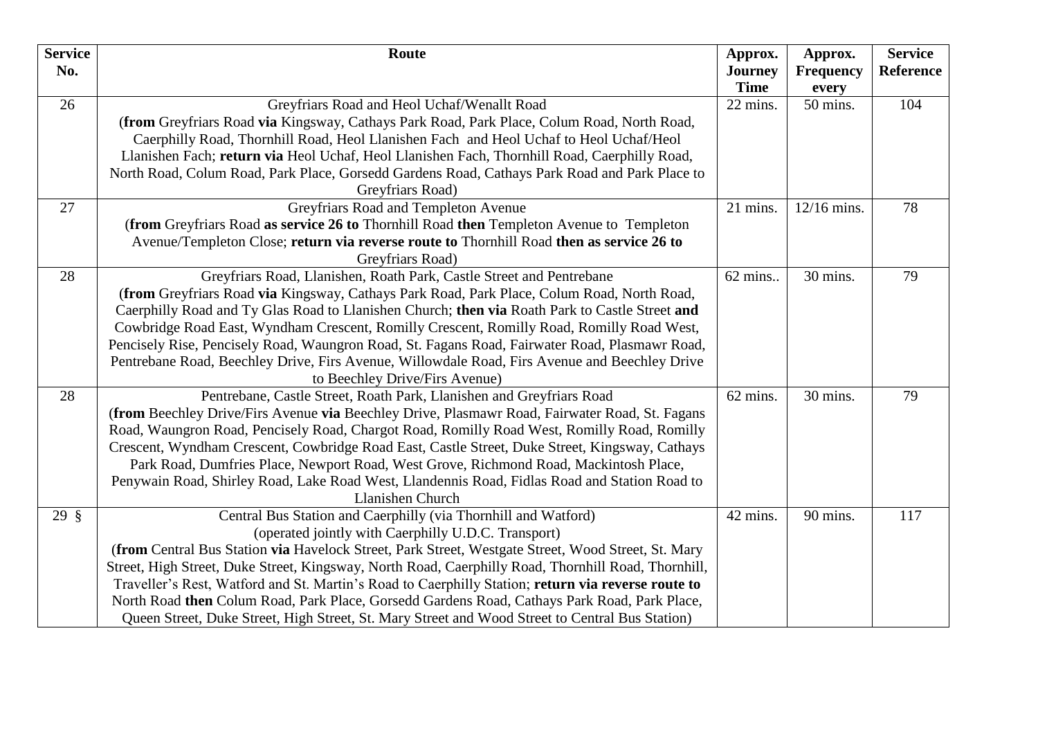| Service No. | Route | Approx. Journey Time | Approx. Frequency every | Service Reference |
|---|---|---|---|---|
| 26 | Greyfriars Road and Heol Uchaf/Wenallt Road<br>(**from** Greyfriars Road **via** Kingsway, Cathays Park Road, Park Place, Colum Road, North Road, Caerphilly Road, Thornhill Road, Heol Llanishen Fach and Heol Uchaf to Heol Uchaf/Heol Llanishen Fach; **return via** Heol Uchaf, Heol Llanishen Fach, Thornhill Road, Caerphilly Road, North Road, Colum Road, Park Place, Gorsedd Gardens Road, Cathays Park Road and Park Place to Greyfriars Road) | 22 mins. | 50 mins. | 104 |
| 27 | Greyfriars Road and Templeton Avenue<br>(**from** Greyfriars Road **as service 26 to** Thornhill Road **then** Templeton Avenue to Templeton Avenue/Templeton Close; **return via reverse route to** Thornhill Road **then as service 26 to** Greyfriars Road) | 21 mins. | 12/16 mins. | 78 |
| 28 | Greyfriars Road, Llanishen, Roath Park, Castle Street and Pentrebane<br>(**from** Greyfriars Road **via** Kingsway, Cathays Park Road, Park Place, Colum Road, North Road, Caerphilly Road and Ty Glas Road to Llanishen Church; **then via** Roath Park to Castle Street **and** Cowbridge Road East, Wyndham Crescent, Romilly Crescent, Romilly Road, Romilly Road West, Pencisely Rise, Pencisely Road, Waungron Road, St. Fagans Road, Fairwater Road, Plasmawr Road, Pentrebane Road, Beechley Drive, Firs Avenue, Willowdale Road, Firs Avenue and Beechley Drive to Beechley Drive/Firs Avenue) | 62 mins.. | 30 mins. | 79 |
| 28 | Pentrebane, Castle Street, Roath Park, Llanishen and Greyfriars Road<br>(**from** Beechley Drive/Firs Avenue **via** Beechley Drive, Plasmawr Road, Fairwater Road, St. Fagans Road, Waungron Road, Pencisely Road, Chargot Road, Romilly Road West, Romilly Road, Romilly Crescent, Wyndham Crescent, Cowbridge Road East, Castle Street, Duke Street, Kingsway, Cathays Park Road, Dumfries Place, Newport Road, West Grove, Richmond Road, Mackintosh Place, Penywain Road, Shirley Road, Lake Road West, Llandennis Road, Fidlas Road and Station Road to Llanishen Church | 62 mins. | 30 mins. | 79 |
| 29 § | Central Bus Station and Caerphilly (via Thornhill and Watford)<br>(operated jointly with Caerphilly U.D.C. Transport)<br>(**from** Central Bus Station **via** Havelock Street, Park Street, Westgate Street, Wood Street, St. Mary Street, High Street, Duke Street, Kingsway, North Road, Caerphilly Road, Thornhill Road, Thornhill, Traveller's Rest, Watford and St. Martin's Road to Caerphilly Station; **return via reverse route to** North Road **then** Colum Road, Park Place, Gorsedd Gardens Road, Cathays Park Road, Park Place, Queen Street, Duke Street, High Street, St. Mary Street and Wood Street to Central Bus Station) | 42 mins. | 90 mins. | 117 |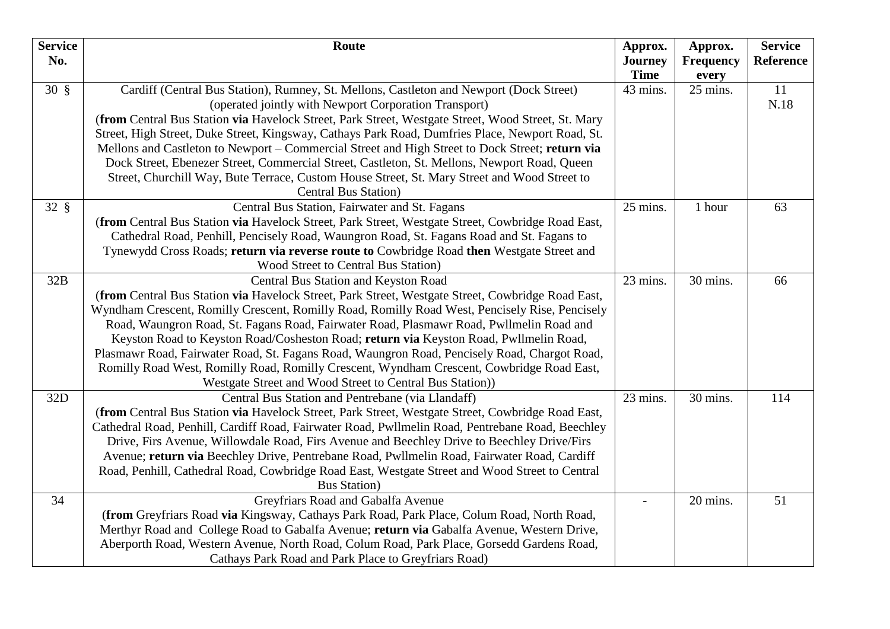| Service No. | Route | Approx. Journey Time | Approx. Frequency every | Service Reference |
|---|---|---|---|---|
| 30 § | Cardiff (Central Bus Station), Rumney, St. Mellons, Castleton and Newport (Dock Street) (operated jointly with Newport Corporation Transport) (**from** Central Bus Station **via** Havelock Street, Park Street, Westgate Street, Wood Street, St. Mary Street, High Street, Duke Street, Kingsway, Cathays Park Road, Dumfries Place, Newport Road, St. Mellons and Castleton to Newport – Commercial Street and High Street to Dock Street; **return via** Dock Street, Ebenezer Street, Commercial Street, Castleton, St. Mellons, Newport Road, Queen Street, Churchill Way, Bute Terrace, Custom House Street, St. Mary Street and Wood Street to Central Bus Station) | 43 mins. | 25 mins. | 11 N.18 |
| 32 § | Central Bus Station, Fairwater and St. Fagans (**from** Central Bus Station **via** Havelock Street, Park Street, Westgate Street, Cowbridge Road East, Cathedral Road, Penhill, Pencisely Road, Waungron Road, St. Fagans Road and St. Fagans to Tynewydd Cross Roads; **return via reverse route to** Cowbridge Road **then** Westgate Street and Wood Street to Central Bus Station) | 25 mins. | 1 hour | 63 |
| 32B | Central Bus Station and Keyston Road (**from** Central Bus Station **via** Havelock Street, Park Street, Westgate Street, Cowbridge Road East, Wyndham Crescent, Romilly Crescent, Romilly Road, Romilly Road West, Pencisely Rise, Pencisely Road, Waungron Road, St. Fagans Road, Fairwater Road, Plasmawr Road, Pwllmelin Road and Keyston Road to Keyston Road/Cosheston Road; **return via** Keyston Road, Pwllmelin Road, Plasmawr Road, Fairwater Road, St. Fagans Road, Waungron Road, Pencisely Road, Chargot Road, Romilly Road West, Romilly Road, Romilly Crescent, Wyndham Crescent, Cowbridge Road East, Westgate Street and Wood Street to Central Bus Station)) | 23 mins. | 30 mins. | 66 |
| 32D | Central Bus Station and Pentrebane (via Llandaff) (**from** Central Bus Station **via** Havelock Street, Park Street, Westgate Street, Cowbridge Road East, Cathedral Road, Penhill, Cardiff Road, Fairwater Road, Pwllmelin Road, Pentrebane Road, Beechley Drive, Firs Avenue, Willowdale Road, Firs Avenue and Beechley Drive to Beechley Drive/Firs Avenue; **return via** Beechley Drive, Pentrebane Road, Pwllmelin Road, Fairwater Road, Cardiff Road, Penhill, Cathedral Road, Cowbridge Road East, Westgate Street and Wood Street to Central Bus Station) | 23 mins. | 30 mins. | 114 |
| 34 | Greyfriars Road and Gabalfa Avenue (**from** Greyfriars Road **via** Kingsway, Cathays Park Road, Park Place, Colum Road, North Road, Merthyr Road and College Road to Gabalfa Avenue; **return via** Gabalfa Avenue, Western Drive, Aberporth Road, Western Avenue, North Road, Colum Road, Park Place, Gorsedd Gardens Road, Cathays Park Road and Park Place to Greyfriars Road) | - | 20 mins. | 51 |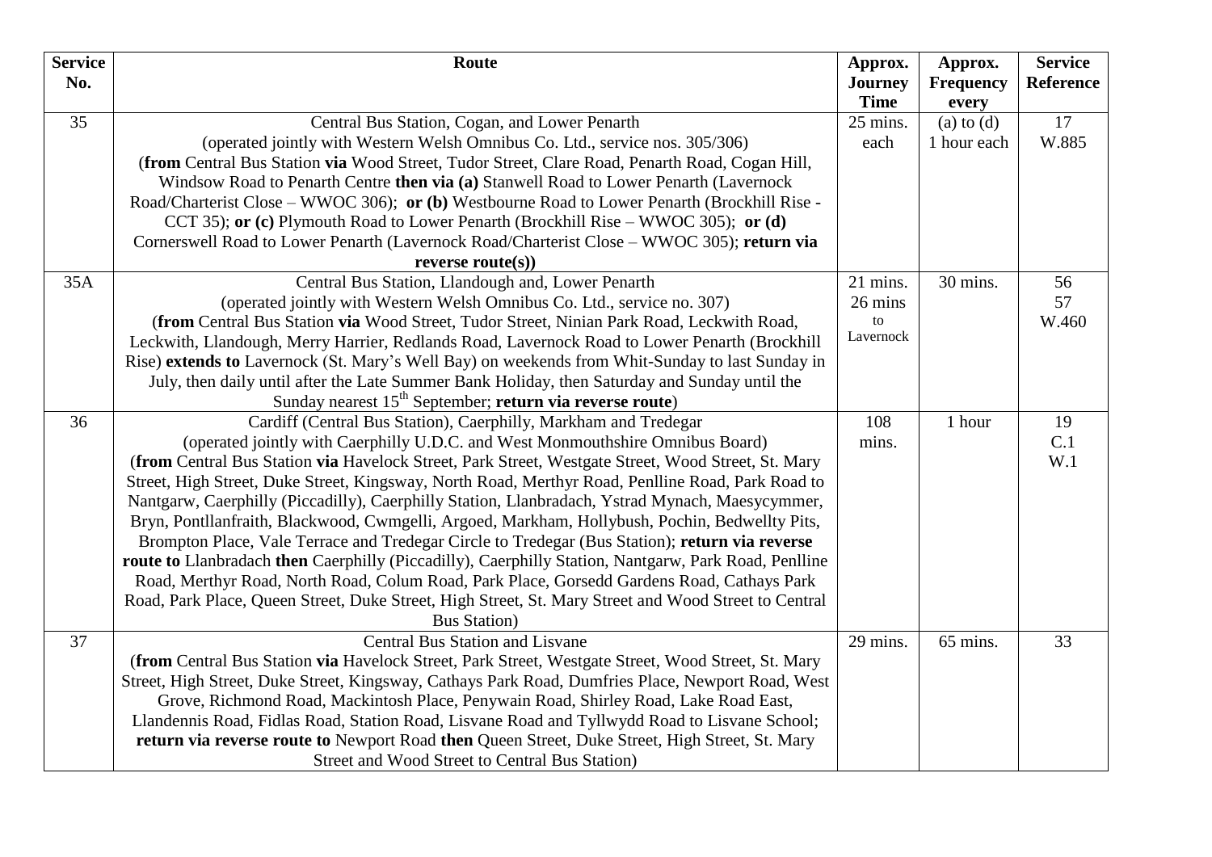| Service No. | Route | Approx. Journey Time | Approx. Frequency every | Service Reference |
|---|---|---|---|---|
| 35 | Central Bus Station, Cogan, and Lower Penarth (operated jointly with Western Welsh Omnibus Co. Ltd., service nos. 305/306) (**from** Central Bus Station **via** Wood Street, Tudor Street, Clare Road, Penarth Road, Cogan Hill, Windsow Road to Penarth Centre **then via (a)** Stanwell Road to Lower Penarth (Lavernock Road/Charterist Close – WWOC 306); **or (b)** Westbourne Road to Lower Penarth (Brockhill Rise - CCT 35); **or (c)** Plymouth Road to Lower Penarth (Brockhill Rise – WWOC 305); **or (d)** Cornerswell Road to Lower Penarth (Lavernock Road/Charterist Close – WWOC 305); **return via reverse route(s))** | 25 mins. each | (a) to (d) 1 hour each | 17 W.885 |
| 35A | Central Bus Station, Llandough and, Lower Penarth (operated jointly with Western Welsh Omnibus Co. Ltd., service no. 307) (**from** Central Bus Station **via** Wood Street, Tudor Street, Ninian Park Road, Leckwith Road, Leckwith, Llandough, Merry Harrier, Redlands Road, Lavernock Road to Lower Penarth (Brockhill Rise) **extends to** Lavernock (St. Mary's Well Bay) on weekends from Whit-Sunday to last Sunday in July, then daily until after the Late Summer Bank Holiday, then Saturday and Sunday until the Sunday nearest 15th September; **return via reverse route**) | 21 mins. 26 mins to Lavernock | 30 mins. | 56 57 W.460 |
| 36 | Cardiff (Central Bus Station), Caerphilly, Markham and Tredegar (operated jointly with Caerphilly U.D.C. and West Monmouthshire Omnibus Board) (**from** Central Bus Station **via** Havelock Street, Park Street, Westgate Street, Wood Street, St. Mary Street, High Street, Duke Street, Kingsway, North Road, Merthyr Road, Penlline Road, Park Road to Nantgarw, Caerphilly (Piccadilly), Caerphilly Station, Llanbradach, Ystrad Mynach, Maesycymmer, Bryn, Pontllanfraith, Blackwood, Cwmgelli, Argoed, Markham, Hollybush, Pochin, Bedwellty Pits, Brompton Place, Vale Terrace and Tredegar Circle to Tredegar (Bus Station); **return via reverse route to** Llanbradach **then** Caerphilly (Piccadilly), Caerphilly Station, Nantgarw, Park Road, Penlline Road, Merthyr Road, North Road, Colum Road, Park Place, Gorsedd Gardens Road, Cathays Park Road, Park Place, Queen Street, Duke Street, High Street, St. Mary Street and Wood Street to Central Bus Station) | 108 mins. | 1 hour | 19 C.1 W.1 |
| 37 | Central Bus Station and Lisvane (**from** Central Bus Station **via** Havelock Street, Park Street, Westgate Street, Wood Street, St. Mary Street, High Street, Duke Street, Kingsway, Cathays Park Road, Dumfries Place, Newport Road, West Grove, Richmond Road, Mackintosh Place, Penywain Road, Shirley Road, Lake Road East, Llandennis Road, Fidlas Road, Station Road, Lisvane Road and Tyllwydd Road to Lisvane School; **return via reverse route to** Newport Road **then** Queen Street, Duke Street, High Street, St. Mary Street and Wood Street to Central Bus Station) | 29 mins. | 65 mins. | 33 |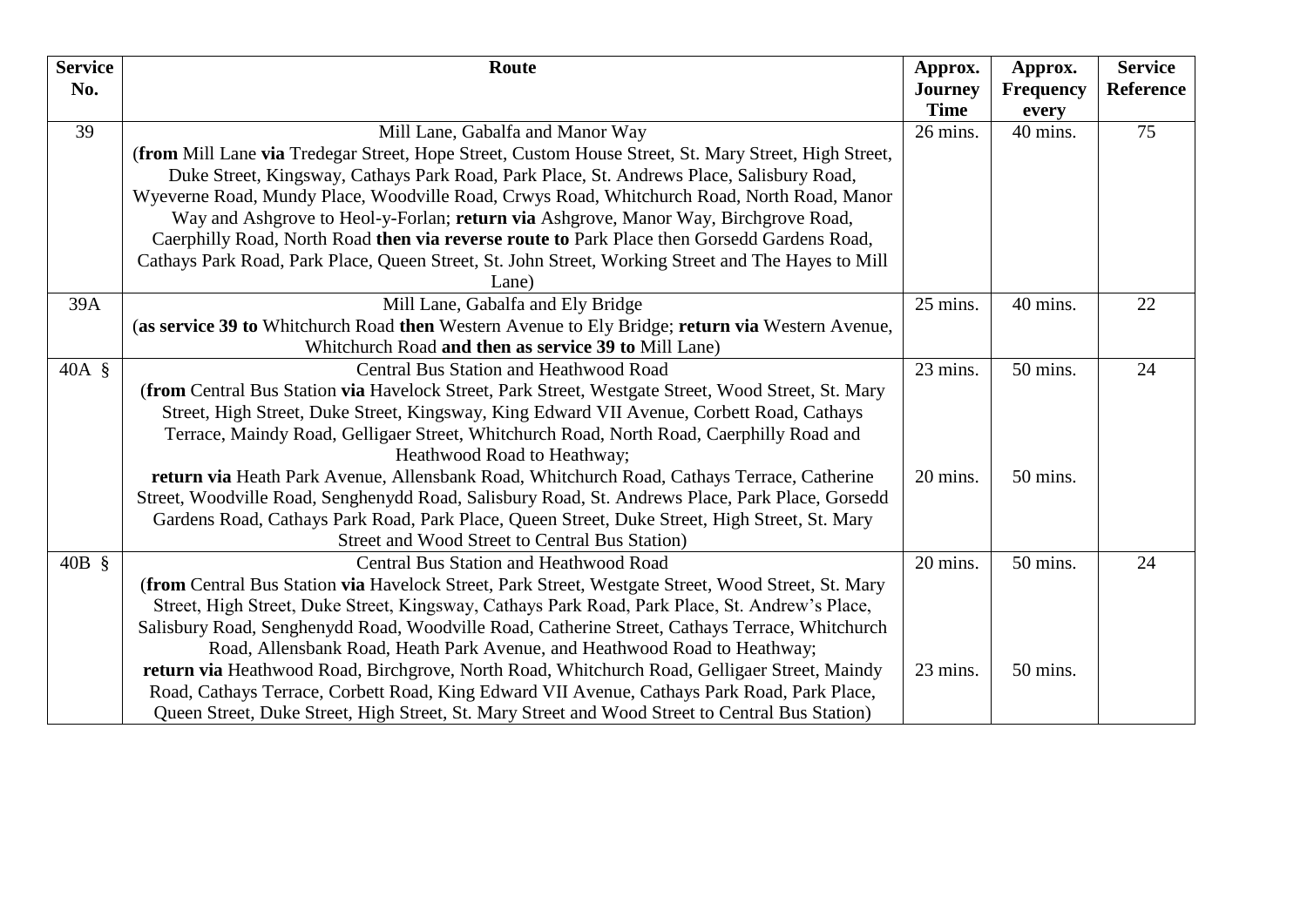| Service No. | Route | Approx. Journey Time | Approx. Frequency every | Service Reference |
|---|---|---|---|---|
| 39 | Mill Lane, Gabalfa and Manor Way (**from** Mill Lane **via** Tredegar Street, Hope Street, Custom House Street, St. Mary Street, High Street, Duke Street, Kingsway, Cathays Park Road, Park Place, St. Andrews Place, Salisbury Road, Wyeverne Road, Mundy Place, Woodville Road, Crwys Road, Whitchurch Road, North Road, Manor Way and Ashgrove to Heol-y-Forlan; **return via** Ashgrove, Manor Way, Birchgrove Road, Caerphilly Road, North Road **then via reverse route to** Park Place then Gorsedd Gardens Road, Cathays Park Road, Park Place, Queen Street, St. John Street, Working Street and The Hayes to Mill Lane) | 26 mins. | 40 mins. | 75 |
| 39A | Mill Lane, Gabalfa and Ely Bridge (**as service 39 to** Whitchurch Road **then** Western Avenue to Ely Bridge; **return via** Western Avenue, Whitchurch Road **and then as service 39 to** Mill Lane) | 25 mins. | 40 mins. | 22 |
| 40A § | Central Bus Station and Heathwood Road (**from** Central Bus Station **via** Havelock Street, Park Street, Westgate Street, Wood Street, St. Mary Street, High Street, Duke Street, Kingsway, King Edward VII Avenue, Corbett Road, Cathays Terrace, Maindy Road, Gelligaer Street, Whitchurch Road, North Road, Caerphilly Road and Heathwood Road to Heathway; | 23 mins. | 50 mins. | 24 |
| | **return via** Heath Park Avenue, Allensbank Road, Whitchurch Road, Cathays Terrace, Catherine Street, Woodville Road, Senghenydd Road, Salisbury Road, St. Andrews Place, Park Place, Gorsedd Gardens Road, Cathays Park Road, Park Place, Queen Street, Duke Street, High Street, St. Mary Street and Wood Street to Central Bus Station) | 20 mins. | 50 mins. | |
| 40B § | Central Bus Station and Heathwood Road (**from** Central Bus Station **via** Havelock Street, Park Street, Westgate Street, Wood Street, St. Mary Street, High Street, Duke Street, Kingsway, Cathays Park Road, Park Place, St. Andrew's Place, Salisbury Road, Senghenydd Road, Woodville Road, Catherine Street, Cathays Terrace, Whitchurch Road, Allensbank Road, Heath Park Avenue, and Heathwood Road to Heathway; | 20 mins. | 50 mins. | 24 |
| | **return via** Heathwood Road, Birchgrove, North Road, Whitchurch Road, Gelligaer Street, Maindy Road, Cathays Terrace, Corbett Road, King Edward VII Avenue, Cathays Park Road, Park Place, Queen Street, Duke Street, High Street, St. Mary Street and Wood Street to Central Bus Station) | 23 mins. | 50 mins. | |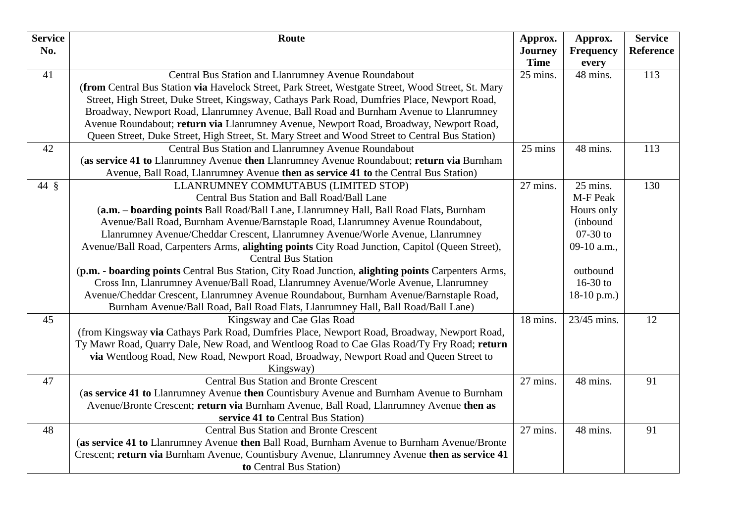| Service No. | Route | Approx. Journey Time | Approx. Frequency every | Service Reference |
|---|---|---|---|---|
| 41 | Central Bus Station and Llanrumney Avenue Roundabout (**from** Central Bus Station **via** Havelock Street, Park Street, Westgate Street, Wood Street, St. Mary Street, High Street, Duke Street, Kingsway, Cathays Park Road, Dumfries Place, Newport Road, Broadway, Newport Road, Llanrumney Avenue, Ball Road and Burnham Avenue to Llanrumney Avenue Roundabout; **return via** Llanrumney Avenue, Newport Road, Broadway, Newport Road, Queen Street, Duke Street, High Street, St. Mary Street and Wood Street to Central Bus Station) | 25 mins. | 48 mins. | 113 |
| 42 | Central Bus Station and Llanrumney Avenue Roundabout (**as service 41 to** Llanrumney Avenue **then** Llanrumney Avenue Roundabout; **return via** Burnham Avenue, Ball Road, Llanrumney Avenue **then as service 41 to** the Central Bus Station) | 25 mins | 48 mins. | 113 |
| 44 § | LLANRUMNEY COMMUTABUS (LIMITED STOP) Central Bus Station and Ball Road/Ball Lane (**a.m. – boarding points** Ball Road/Ball Lane, Llanrumney Hall, Ball Road Flats, Burnham Avenue/Ball Road, Burnham Avenue/Barnstaple Road, Llanrumney Avenue Roundabout, Llanrumney Avenue/Cheddar Crescent, Llanrumney Avenue/Worle Avenue, Llanrumney Avenue/Ball Road, Carpenters Arms, **alighting points** City Road Junction, Capitol (Queen Street), Central Bus Station (**p.m. - boarding points** Central Bus Station, City Road Junction, **alighting points** Carpenters Arms, Cross Inn, Llanrumney Avenue/Ball Road, Llanrumney Avenue/Worle Avenue, Llanrumney Avenue/Cheddar Crescent, Llanrumney Avenue Roundabout, Burnham Avenue/Barnstaple Road, Burnham Avenue/Ball Road, Ball Road Flats, Llanrumney Hall, Ball Road/Ball Lane) | 27 mins. | 25 mins. M-F Peak Hours only (inbound 07-30 to 09-10 a.m., outbound 16-30 to 18-10 p.m.) | 130 |
| 45 | Kingsway and Cae Glas Road (from Kingsway **via** Cathays Park Road, Dumfries Place, Newport Road, Broadway, Newport Road, Ty Mawr Road, Quarry Dale, New Road, and Wentloog Road to Cae Glas Road/Ty Fry Road; **return via** Wentloog Road, New Road, Newport Road, Broadway, Newport Road and Queen Street to Kingsway) | 18 mins. | 23/45 mins. | 12 |
| 47 | Central Bus Station and Bronte Crescent (**as service 41 to** Llanrumney Avenue **then** Countisbury Avenue and Burnham Avenue to Burnham Avenue/Bronte Crescent; **return via** Burnham Avenue, Ball Road, Llanrumney Avenue **then as service 41 to** Central Bus Station) | 27 mins. | 48 mins. | 91 |
| 48 | Central Bus Station and Bronte Crescent (**as service 41 to** Llanrumney Avenue **then** Ball Road, Burnham Avenue to Burnham Avenue/Bronte Crescent; **return via** Burnham Avenue, Countisbury Avenue, Llanrumney Avenue **then as service 41 to** Central Bus Station) | 27 mins. | 48 mins. | 91 |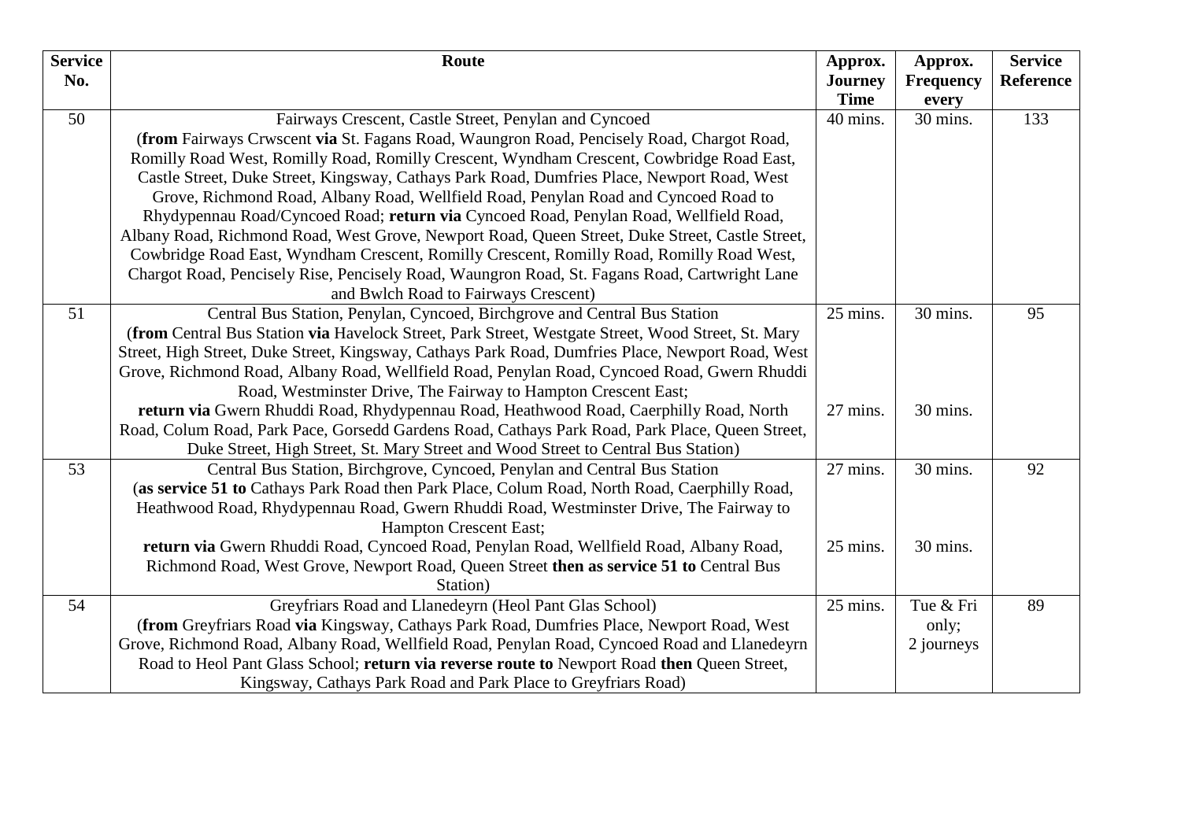| Service No. | Route | Approx. Journey Time | Approx. Frequency every | Service Reference |
|---|---|---|---|---|
| 50 | Fairways Crescent, Castle Street, Penylan and Cyncoed (**from** Fairways Crwscent **via** St. Fagans Road, Waungron Road, Pencisely Road, Chargot Road, Romilly Road West, Romilly Road, Romilly Crescent, Wyndham Crescent, Cowbridge Road East, Castle Street, Duke Street, Kingsway, Cathays Park Road, Dumfries Place, Newport Road, West Grove, Richmond Road, Albany Road, Wellfield Road, Penylan Road and Cyncoed Road to Rhydypennau Road/Cyncoed Road; **return via** Cyncoed Road, Penylan Road, Wellfield Road, Albany Road, Richmond Road, West Grove, Newport Road, Queen Street, Duke Street, Castle Street, Cowbridge Road East, Wyndham Crescent, Romilly Crescent, Romilly Road, Romilly Road West, Chargot Road, Pencisely Rise, Pencisely Road, Waungron Road, St. Fagans Road, Cartwright Lane and Bwlch Road to Fairways Crescent) | 40 mins. | 30 mins. | 133 |
| 51 | Central Bus Station, Penylan, Cyncoed, Birchgrove and Central Bus Station (**from** Central Bus Station **via** Havelock Street, Park Street, Westgate Street, Wood Street, St. Mary Street, High Street, Duke Street, Kingsway, Cathays Park Road, Dumfries Place, Newport Road, West Grove, Richmond Road, Albany Road, Wellfield Road, Penylan Road, Cyncoed Road, Gwern Rhuddi Road, Westminster Drive, The Fairway to Hampton Crescent East; | 25 mins. | 30 mins. | 95 |
| | **return via** Gwern Rhuddi Road, Rhydypennau Road, Heathwood Road, Caerphilly Road, North Road, Colum Road, Park Pace, Gorsedd Gardens Road, Cathays Park Road, Park Place, Queen Street, Duke Street, High Street, St. Mary Street and Wood Street to Central Bus Station) | 27 mins. | 30 mins. | |
| 53 | Central Bus Station, Birchgrove, Cyncoed, Penylan and Central Bus Station (**as service 51 to** Cathays Park Road then Park Place, Colum Road, North Road, Caerphilly Road, Heathwood Road, Rhydypennau Road, Gwern Rhuddi Road, Westminster Drive, The Fairway to Hampton Crescent East; | 27 mins. | 30 mins. | 92 |
| | **return via** Gwern Rhuddi Road, Cyncoed Road, Penylan Road, Wellfield Road, Albany Road, Richmond Road, West Grove, Newport Road, Queen Street **then as service 51 to** Central Bus Station) | 25 mins. | 30 mins. | |
| 54 | Greyfriars Road and Llanedeyrn (Heol Pant Glas School) (**from** Greyfriars Road **via** Kingsway, Cathays Park Road, Dumfries Place, Newport Road, West Grove, Richmond Road, Albany Road, Wellfield Road, Penylan Road, Cyncoed Road and Llanedeyrn Road to Heol Pant Glass School; **return via reverse route to** Newport Road **then** Queen Street, Kingsway, Cathays Park Road and Park Place to Greyfriars Road) | 25 mins. | Tue & Fri only; 2 journeys | 89 |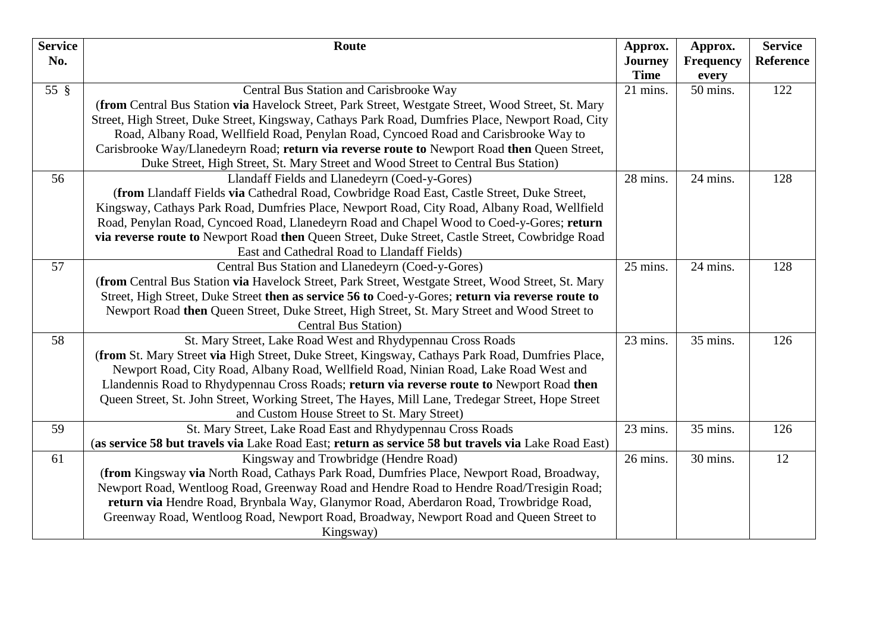| Service No. | Route | Approx. Journey Time | Approx. Frequency every | Service Reference |
|---|---|---|---|---|
| 55 § | Central Bus Station and Carisbrooke Way (**from** Central Bus Station **via** Havelock Street, Park Street, Westgate Street, Wood Street, St. Mary Street, High Street, Duke Street, Kingsway, Cathays Park Road, Dumfries Place, Newport Road, City Road, Albany Road, Wellfield Road, Penylan Road, Cyncoed Road and Carisbrooke Way to Carisbrooke Way/Llanedeyrn Road; **return via reverse route to** Newport Road **then** Queen Street, Duke Street, High Street, St. Mary Street and Wood Street to Central Bus Station) | 21 mins. | 50 mins. | 122 |
| 56 | Llandaff Fields and Llanedeyrn (Coed-y-Gores) (**from** Llandaff Fields **via** Cathedral Road, Cowbridge Road East, Castle Street, Duke Street, Kingsway, Cathays Park Road, Dumfries Place, Newport Road, City Road, Albany Road, Wellfield Road, Penylan Road, Cyncoed Road, Llanedeyrn Road and Chapel Wood to Coed-y-Gores; **return via reverse route to** Newport Road **then** Queen Street, Duke Street, Castle Street, Cowbridge Road East and Cathedral Road to Llandaff Fields) | 28 mins. | 24 mins. | 128 |
| 57 | Central Bus Station and Llanedeyrn (Coed-y-Gores) (**from** Central Bus Station **via** Havelock Street, Park Street, Westgate Street, Wood Street, St. Mary Street, High Street, Duke Street **then as service 56 to** Coed-y-Gores; **return via reverse route to** Newport Road **then** Queen Street, Duke Street, High Street, St. Mary Street and Wood Street to Central Bus Station) | 25 mins. | 24 mins. | 128 |
| 58 | St. Mary Street, Lake Road West and Rhydypennau Cross Roads (**from** St. Mary Street **via** High Street, Duke Street, Kingsway, Cathays Park Road, Dumfries Place, Newport Road, City Road, Albany Road, Wellfield Road, Ninian Road, Lake Road West and Llandennis Road to Rhydypennau Cross Roads; **return via reverse route to** Newport Road **then** Queen Street, St. John Street, Working Street, The Hayes, Mill Lane, Tredegar Street, Hope Street and Custom House Street to St. Mary Street) | 23 mins. | 35 mins. | 126 |
| 59 | St. Mary Street, Lake Road East and Rhydypennau Cross Roads (**as service 58 but travels via** Lake Road East; **return as service 58 but travels via** Lake Road East) | 23 mins. | 35 mins. | 126 |
| 61 | Kingsway and Trowbridge (Hendre Road) (**from** Kingsway **via** North Road, Cathays Park Road, Dumfries Place, Newport Road, Broadway, Newport Road, Wentloog Road, Greenway Road and Hendre Road to Hendre Road/Tresigin Road; **return via** Hendre Road, Brynbala Way, Glanymor Road, Aberdaron Road, Trowbridge Road, Greenway Road, Wentloog Road, Newport Road, Broadway, Newport Road and Queen Street to Kingsway) | 26 mins. | 30 mins. | 12 |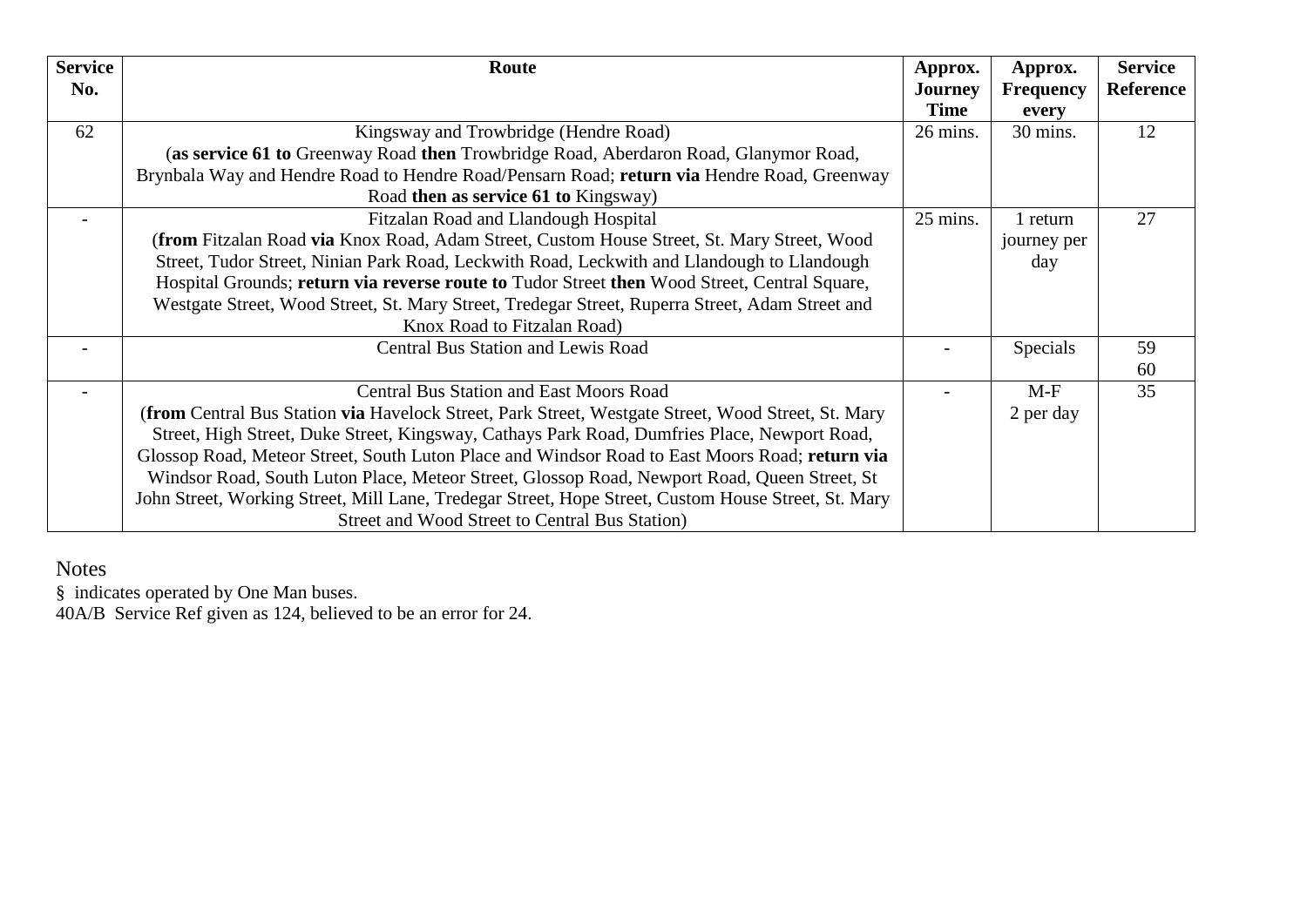| Service No. | Route | Approx. Journey Time | Approx. Frequency every | Service Reference |
|---|---|---|---|---|
| 62 | Kingsway and Trowbridge (Hendre Road) (**as service 61 to** Greenway Road **then** Trowbridge Road, Aberdaron Road, Glanymor Road, Brynbala Way and Hendre Road to Hendre Road/Pensarn Road; **return via** Hendre Road, Greenway Road **then as service 61 to** Kingsway) | 26 mins. | 30 mins. | 12 |
| - | Fitzalan Road and Llandough Hospital (**from** Fitzalan Road **via** Knox Road, Adam Street, Custom House Street, St. Mary Street, Wood Street, Tudor Street, Ninian Park Road, Leckwith Road, Leckwith and Llandough to Llandough Hospital Grounds; **return via reverse route to** Tudor Street **then** Wood Street, Central Square, Westgate Street, Wood Street, St. Mary Street, Tredegar Street, Ruperra Street, Adam Street and Knox Road to Fitzalan Road) | 25 mins. | 1 return journey per day | 27 |
| - | Central Bus Station and Lewis Road | - | Specials | 59<br>60 |
| - | Central Bus Station and East Moors Road (**from** Central Bus Station **via** Havelock Street, Park Street, Westgate Street, Wood Street, St. Mary Street, High Street, Duke Street, Kingsway, Cathays Park Road, Dumfries Place, Newport Road, Glossop Road, Meteor Street, South Luton Place and Windsor Road to East Moors Road; **return via** Windsor Road, South Luton Place, Meteor Street, Glossop Road, Newport Road, Queen Street, St John Street, Working Street, Mill Lane, Tredegar Street, Hope Street, Custom House Street, St. Mary Street and Wood Street to Central Bus Station) | - | M-F<br>2 per day | 35 |

Notes

§ indicates operated by One Man buses.

40A/B Service Ref given as 124, believed to be an error for 24.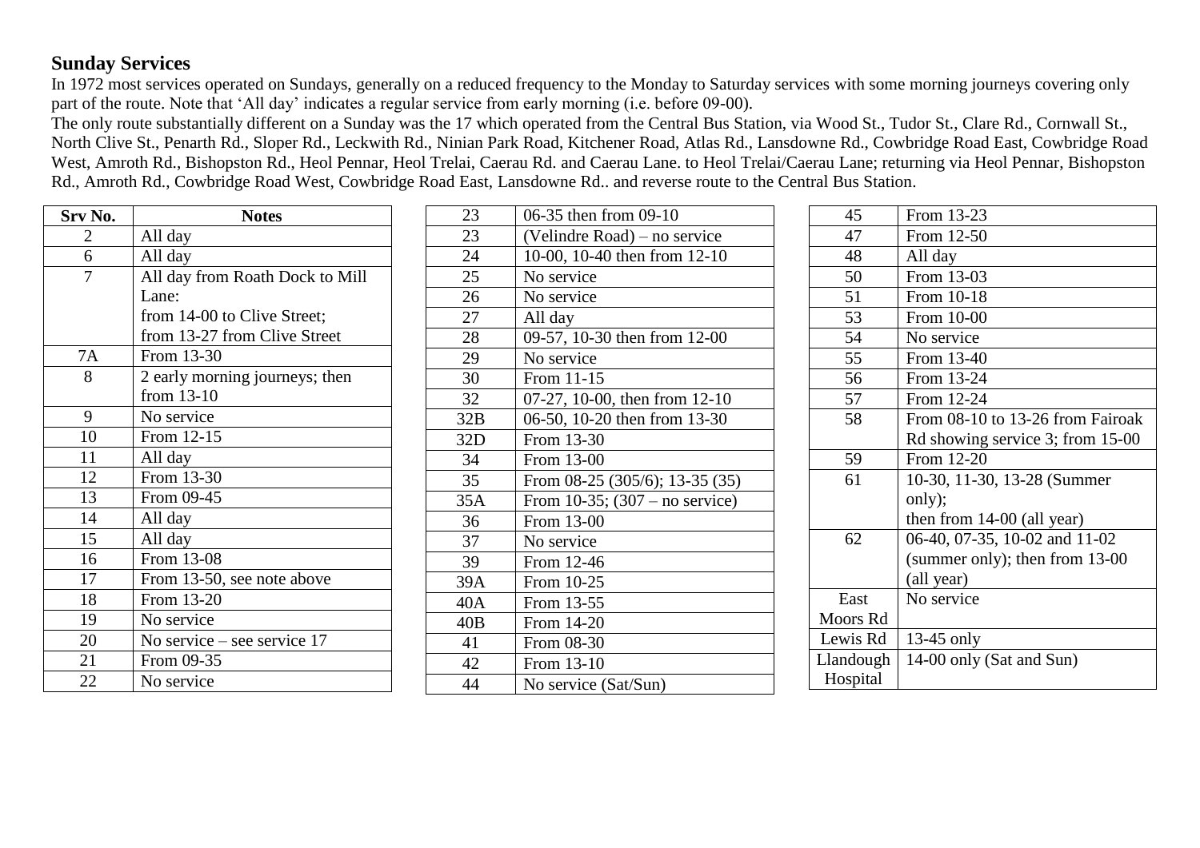## Sunday Services

In 1972 most services operated on Sundays, generally on a reduced frequency to the Monday to Saturday services with some morning journeys covering only part of the route. Note that 'All day' indicates a regular service from early morning (i.e. before 09-00).

The only route substantially different on a Sunday was the 17 which operated from the Central Bus Station, via Wood St., Tudor St., Clare Rd., Cornwall St., North Clive St., Penarth Rd., Sloper Rd., Leckwith Rd., Ninian Park Road, Kitchener Road, Atlas Rd., Lansdowne Rd., Cowbridge Road East, Cowbridge Road West, Amroth Rd., Bishopston Rd., Heol Pennar, Heol Trelai, Caerau Rd. and Caerau Lane. to Heol Trelai/Caerau Lane; returning via Heol Pennar, Bishopston Rd., Amroth Rd., Cowbridge Road West, Cowbridge Road East, Lansdowne Rd.. and reverse route to the Central Bus Station.

| Srv No. | Notes |
|---|---|
| 2 | All day |
| 6 | All day |
| 7 | All day from Roath Dock to Mill Lane: from 14-00 to Clive Street; from 13-27 from Clive Street |
| 7A | From 13-30 |
| 8 | 2 early morning journeys; then from 13-10 |
| 9 | No service |
| 10 | From 12-15 |
| 11 | All day |
| 12 | From 13-30 |
| 13 | From 09-45 |
| 14 | All day |
| 15 | All day |
| 16 | From 13-08 |
| 17 | From 13-50, see note above |
| 18 | From 13-20 |
| 19 | No service |
| 20 | No service – see service 17 |
| 21 | From 09-35 |
| 22 | No service |
| 23 | 06-35 then from 09-10 |
| 23 | (Velindre Road) – no service |
| 24 | 10-00, 10-40 then from 12-10 |
| 25 | No service |
| 26 | No service |
| 27 | All day |
| 28 | 09-57, 10-30 then from 12-00 |
| 29 | No service |
| 30 | From 11-15 |
| 32 | 07-27, 10-00, then from 12-10 |
| 32B | 06-50, 10-20 then from 13-30 |
| 32D | From 13-30 |
| 34 | From 13-00 |
| 35 | From 08-25 (305/6); 13-35 (35) |
| 35A | From 10-35; (307 – no service) |
| 36 | From 13-00 |
| 37 | No service |
| 39 | From 12-46 |
| 39A | From 10-25 |
| 40A | From 13-55 |
| 40B | From 14-20 |
| 41 | From 08-30 |
| 42 | From 13-10 |
| 44 | No service (Sat/Sun) |
| 45 | From 13-23 |
| 47 | From 12-50 |
| 48 | All day |
| 50 | From 13-03 |
| 51 | From 10-18 |
| 53 | From 10-00 |
| 54 | No service |
| 55 | From 13-40 |
| 56 | From 13-24 |
| 57 | From 12-24 |
| 58 | From 08-10 to 13-26 from Fairoak Rd showing service 3; from 15-00 |
| 59 | From 12-20 |
| 61 | 10-30, 11-30, 13-28 (Summer only); then from 14-00 (all year) |
| 62 | 06-40, 07-35, 10-02 and 11-02 (summer only); then from 13-00 (all year) |
| East Moors Rd | No service |
| Lewis Rd | 13-45 only |
| Llandough Hospital | 14-00 only (Sat and Sun) |